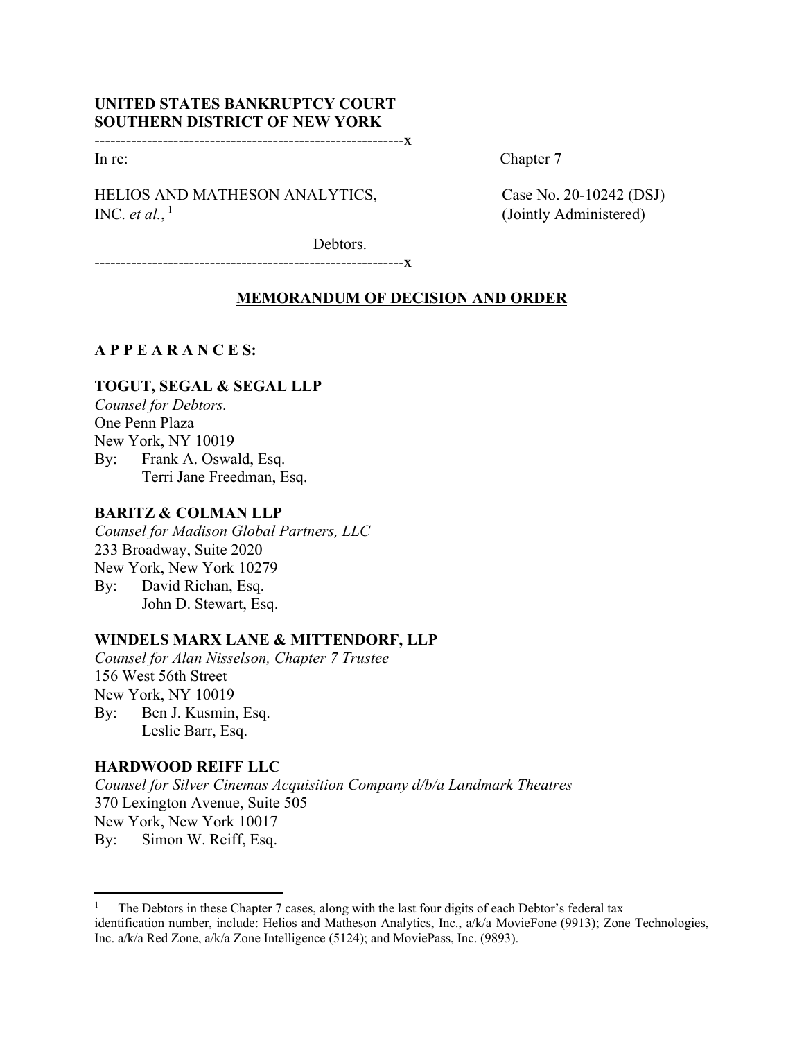**UNITED STATES BANKRUPTCY COURT**
**SOUTHERN DISTRICT OF NEW YORK**

----------------------------------------------------------x

In re: Chapter 7

HELIOS AND MATHESON ANALYTICS, INC. *et al.*,[1]

Case No. 20-10242 (DSJ)
(Jointly Administered)

Debtors.

----------------------------------------------------------x

## MEMORANDUM OF DECISION AND ORDER

**A P P E A R A N C E S:**

**TOGUT, SEGAL & SEGAL LLP**
*Counsel for Debtors.*
One Penn Plaza
New York, NY 10019
By: Frank A. Oswald, Esq.
Terri Jane Freedman, Esq.

**BARITZ & COLMAN LLP**
*Counsel for Madison Global Partners, LLC*
233 Broadway, Suite 2020
New York, New York 10279
By: David Richan, Esq.
John D. Stewart, Esq.

**WINDELS MARX LANE & MITTENDORF, LLP**
*Counsel for Alan Nisselson, Chapter 7 Trustee*
156 West 56th Street
New York, NY 10019
By: Ben J. Kusmin, Esq.
Leslie Barr, Esq.

**HARDWOOD REIFF LLC**
*Counsel for Silver Cinemas Acquisition Company d/b/a Landmark Theatres*
370 Lexington Avenue, Suite 505
New York, New York 10017
By: Simon W. Reiff, Esq.

---

[1] The Debtors in these Chapter 7 cases, along with the last four digits of each Debtor's federal tax identification number, include: Helios and Matheson Analytics, Inc., a/k/a MovieFone (9913); Zone Technologies, Inc. a/k/a Red Zone, a/k/a Zone Intelligence (5124); and MoviePass, Inc. (9893).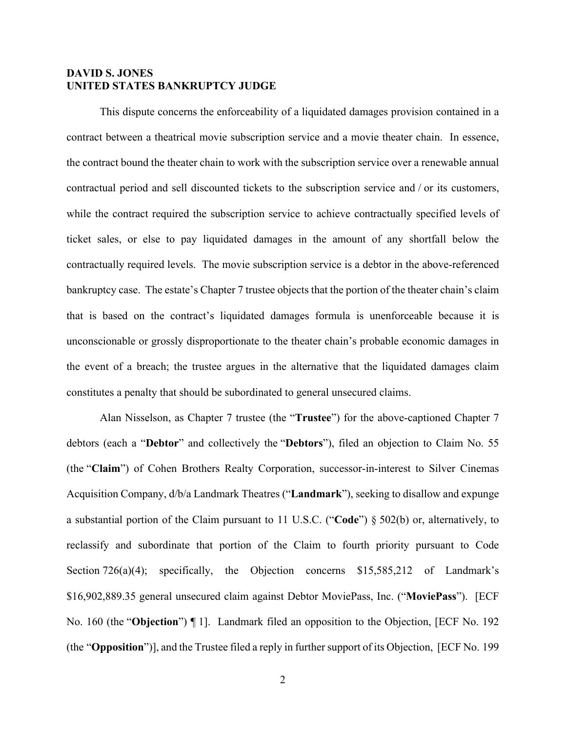**DAVID S. JONES**
**UNITED STATES BANKRUPTCY JUDGE**

This dispute concerns the enforceability of a liquidated damages provision contained in a contract between a theatrical movie subscription service and a movie theater chain. In essence, the contract bound the theater chain to work with the subscription service over a renewable annual contractual period and sell discounted tickets to the subscription service and / or its customers, while the contract required the subscription service to achieve contractually specified levels of ticket sales, or else to pay liquidated damages in the amount of any shortfall below the contractually required levels. The movie subscription service is a debtor in the above-referenced bankruptcy case. The estate's Chapter 7 trustee objects that the portion of the theater chain's claim that is based on the contract's liquidated damages formula is unenforceable because it is unconscionable or grossly disproportionate to the theater chain's probable economic damages in the event of a breach; the trustee argues in the alternative that the liquidated damages claim constitutes a penalty that should be subordinated to general unsecured claims.

Alan Nisselson, as Chapter 7 trustee (the "**Trustee**") for the above-captioned Chapter 7 debtors (each a "**Debtor**" and collectively the "**Debtors**"), filed an objection to Claim No. 55 (the "**Claim**") of Cohen Brothers Realty Corporation, successor-in-interest to Silver Cinemas Acquisition Company, d/b/a Landmark Theatres ("**Landmark**"), seeking to disallow and expunge a substantial portion of the Claim pursuant to 11 U.S.C. ("**Code**") § 502(b) or, alternatively, to reclassify and subordinate that portion of the Claim to fourth priority pursuant to Code Section 726(a)(4); specifically, the Objection concerns $15,585,212 of Landmark's $16,902,889.35 general unsecured claim against Debtor MoviePass, Inc. ("**MoviePass**"). [ECF No. 160 (the "**Objection**") ¶ 1]. Landmark filed an opposition to the Objection, [ECF No. 192 (the "**Opposition**")], and the Trustee filed a reply in further support of its Objection, [ECF No. 199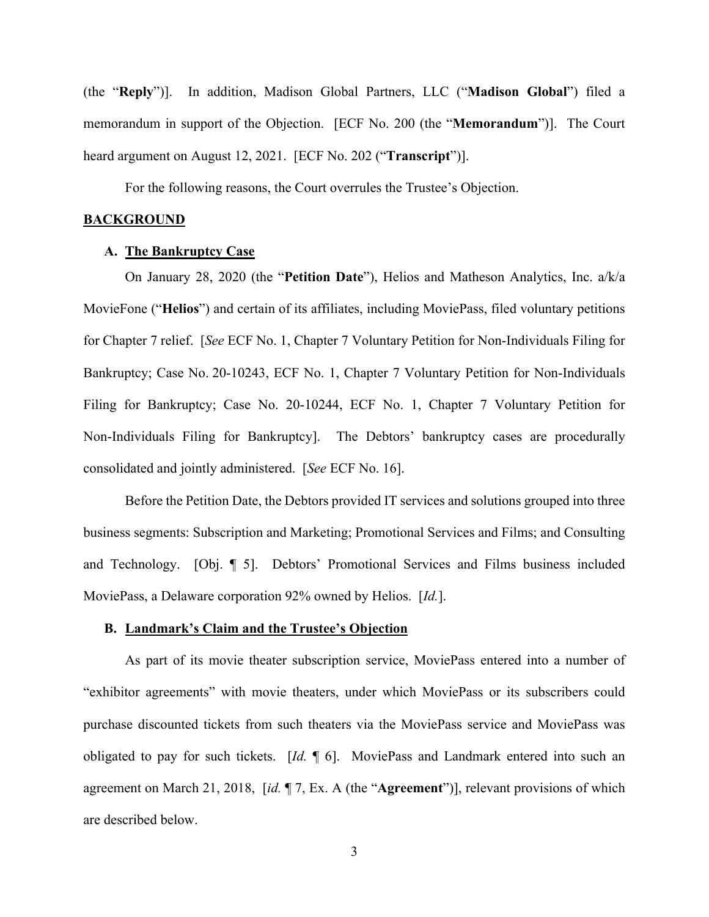(the "**Reply**")]. In addition, Madison Global Partners, LLC ("**Madison Global**") filed a memorandum in support of the Objection. [ECF No. 200 (the "**Memorandum**")]. The Court heard argument on August 12, 2021. [ECF No. 202 ("**Transcript**")].

For the following reasons, the Court overrules the Trustee's Objection.

## BACKGROUND

### A. The Bankruptcy Case

On January 28, 2020 (the "**Petition Date**"), Helios and Matheson Analytics, Inc. a/k/a MovieFone ("**Helios**") and certain of its affiliates, including MoviePass, filed voluntary petitions for Chapter 7 relief. [*See* ECF No. 1, Chapter 7 Voluntary Petition for Non-Individuals Filing for Bankruptcy; Case No. 20-10243, ECF No. 1, Chapter 7 Voluntary Petition for Non-Individuals Filing for Bankruptcy; Case No. 20-10244, ECF No. 1, Chapter 7 Voluntary Petition for Non-Individuals Filing for Bankruptcy]. The Debtors' bankruptcy cases are procedurally consolidated and jointly administered. [*See* ECF No. 16].

Before the Petition Date, the Debtors provided IT services and solutions grouped into three business segments: Subscription and Marketing; Promotional Services and Films; and Consulting and Technology. [Obj. ¶ 5]. Debtors' Promotional Services and Films business included MoviePass, a Delaware corporation 92% owned by Helios. [*Id.*].

### B. Landmark's Claim and the Trustee's Objection

As part of its movie theater subscription service, MoviePass entered into a number of "exhibitor agreements" with movie theaters, under which MoviePass or its subscribers could purchase discounted tickets from such theaters via the MoviePass service and MoviePass was obligated to pay for such tickets. [*Id.* ¶ 6]. MoviePass and Landmark entered into such an agreement on March 21, 2018, [*id.* ¶ 7, Ex. A (the "**Agreement**")], relevant provisions of which are described below.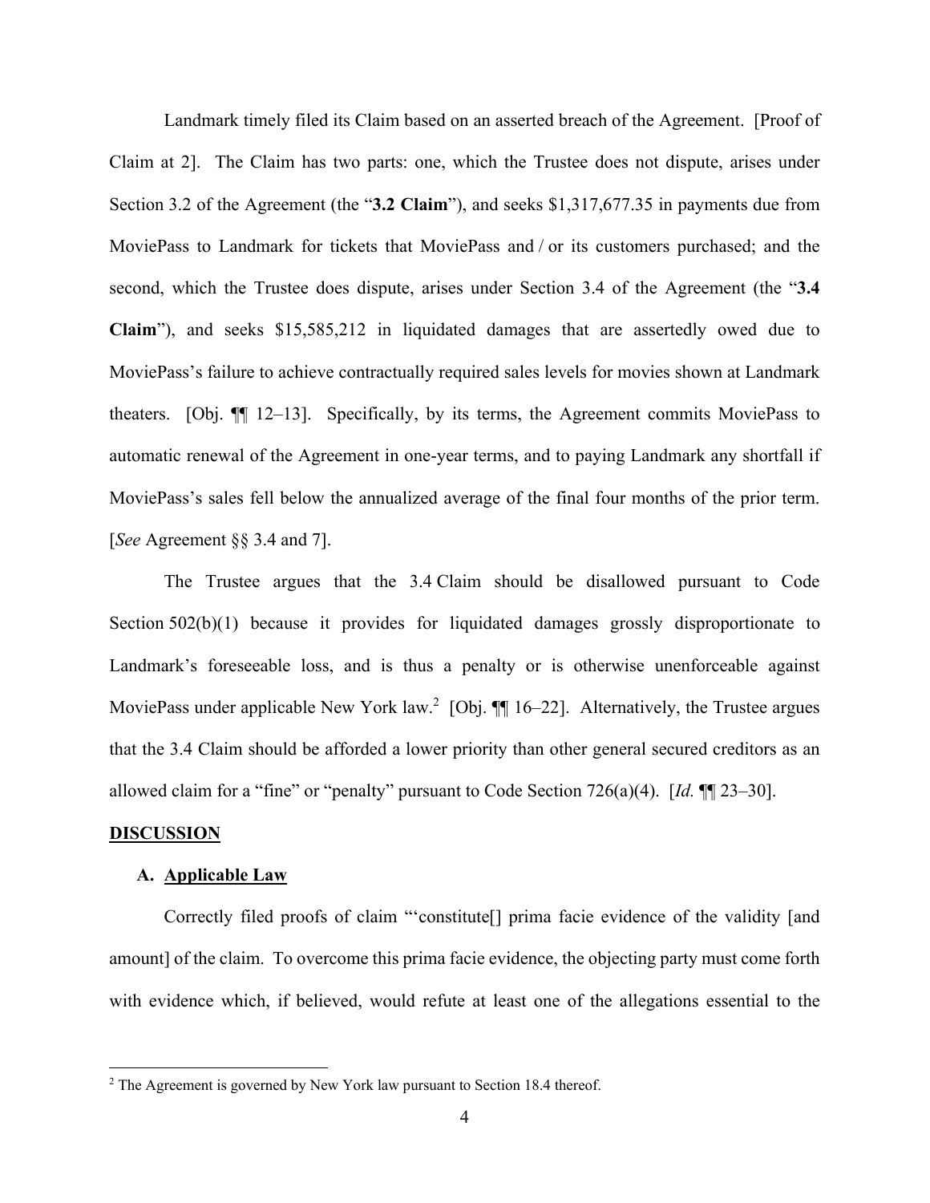Landmark timely filed its Claim based on an asserted breach of the Agreement. [Proof of Claim at 2]. The Claim has two parts: one, which the Trustee does not dispute, arises under Section 3.2 of the Agreement (the "**3.2 Claim**"), and seeks $1,317,677.35 in payments due from MoviePass to Landmark for tickets that MoviePass and / or its customers purchased; and the second, which the Trustee does dispute, arises under Section 3.4 of the Agreement (the "**3.4 Claim**"), and seeks $15,585,212 in liquidated damages that are assertedly owed due to MoviePass's failure to achieve contractually required sales levels for movies shown at Landmark theaters. [Obj. ¶¶ 12–13]. Specifically, by its terms, the Agreement commits MoviePass to automatic renewal of the Agreement in one-year terms, and to paying Landmark any shortfall if MoviePass's sales fell below the annualized average of the final four months of the prior term. [*See* Agreement §§ 3.4 and 7].

The Trustee argues that the 3.4 Claim should be disallowed pursuant to Code Section 502(b)(1) because it provides for liquidated damages grossly disproportionate to Landmark's foreseeable loss, and is thus a penalty or is otherwise unenforceable against MoviePass under applicable New York law.[2] [Obj. ¶¶ 16–22]. Alternatively, the Trustee argues that the 3.4 Claim should be afforded a lower priority than other general secured creditors as an allowed claim for a "fine" or "penalty" pursuant to Code Section 726(a)(4). [*Id.* ¶¶ 23–30].

## DISCUSSION

### A. Applicable Law

Correctly filed proofs of claim "'constitute[] prima facie evidence of the validity [and amount] of the claim. To overcome this prima facie evidence, the objecting party must come forth with evidence which, if believed, would refute at least one of the allegations essential to the

[2] The Agreement is governed by New York law pursuant to Section 18.4 thereof.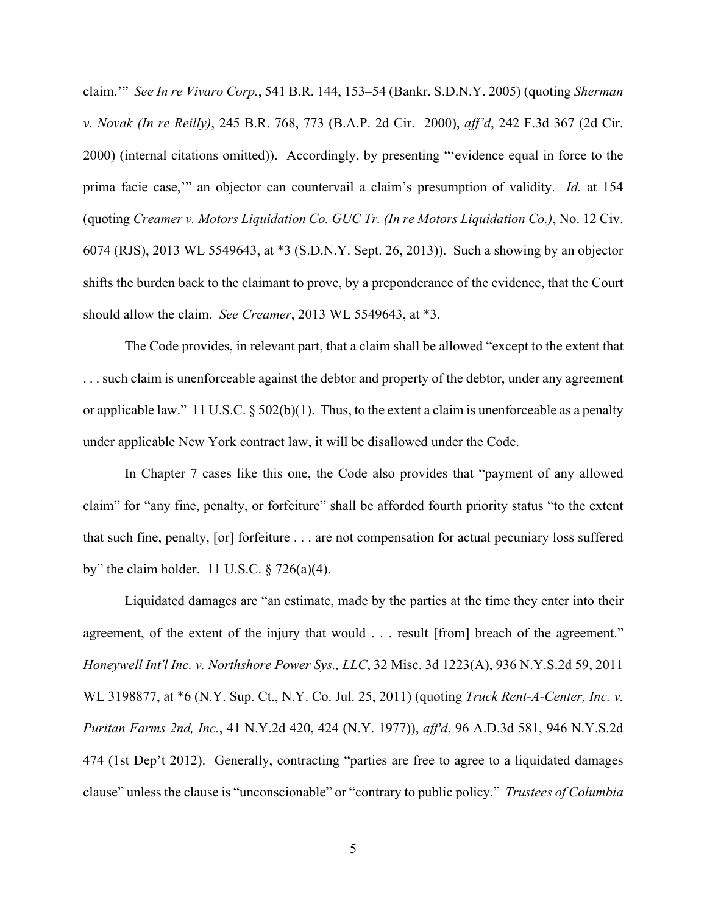claim.'" *See In re Vivaro Corp.*, 541 B.R. 144, 153–54 (Bankr. S.D.N.Y. 2005) (quoting *Sherman v. Novak (In re Reilly)*, 245 B.R. 768, 773 (B.A.P. 2d Cir. 2000), *aff'd*, 242 F.3d 367 (2d Cir. 2000) (internal citations omitted)). Accordingly, by presenting "'evidence equal in force to the prima facie case,'" an objector can countervail a claim's presumption of validity. *Id.* at 154 (quoting *Creamer v. Motors Liquidation Co. GUC Tr. (In re Motors Liquidation Co.)*, No. 12 Civ. 6074 (RJS), 2013 WL 5549643, at *3 (S.D.N.Y. Sept. 26, 2013)). Such a showing by an objector shifts the burden back to the claimant to prove, by a preponderance of the evidence, that the Court should allow the claim. *See Creamer*, 2013 WL 5549643, at *3.

The Code provides, in relevant part, that a claim shall be allowed "except to the extent that . . . such claim is unenforceable against the debtor and property of the debtor, under any agreement or applicable law." 11 U.S.C. § 502(b)(1). Thus, to the extent a claim is unenforceable as a penalty under applicable New York contract law, it will be disallowed under the Code.

In Chapter 7 cases like this one, the Code also provides that "payment of any allowed claim" for "any fine, penalty, or forfeiture" shall be afforded fourth priority status "to the extent that such fine, penalty, [or] forfeiture . . . are not compensation for actual pecuniary loss suffered by" the claim holder. 11 U.S.C. § 726(a)(4).

Liquidated damages are "an estimate, made by the parties at the time they enter into their agreement, of the extent of the injury that would . . . result [from] breach of the agreement." *Honeywell Int'l Inc. v. Northshore Power Sys., LLC*, 32 Misc. 3d 1223(A), 936 N.Y.S.2d 59, 2011 WL 3198877, at *6 (N.Y. Sup. Ct., N.Y. Co. Jul. 25, 2011) (quoting *Truck Rent-A-Center, Inc. v. Puritan Farms 2nd, Inc.*, 41 N.Y.2d 420, 424 (N.Y. 1977)), *aff'd*, 96 A.D.3d 581, 946 N.Y.S.2d 474 (1st Dep't 2012). Generally, contracting "parties are free to agree to a liquidated damages clause" unless the clause is "unconscionable" or "contrary to public policy." *Trustees of Columbia*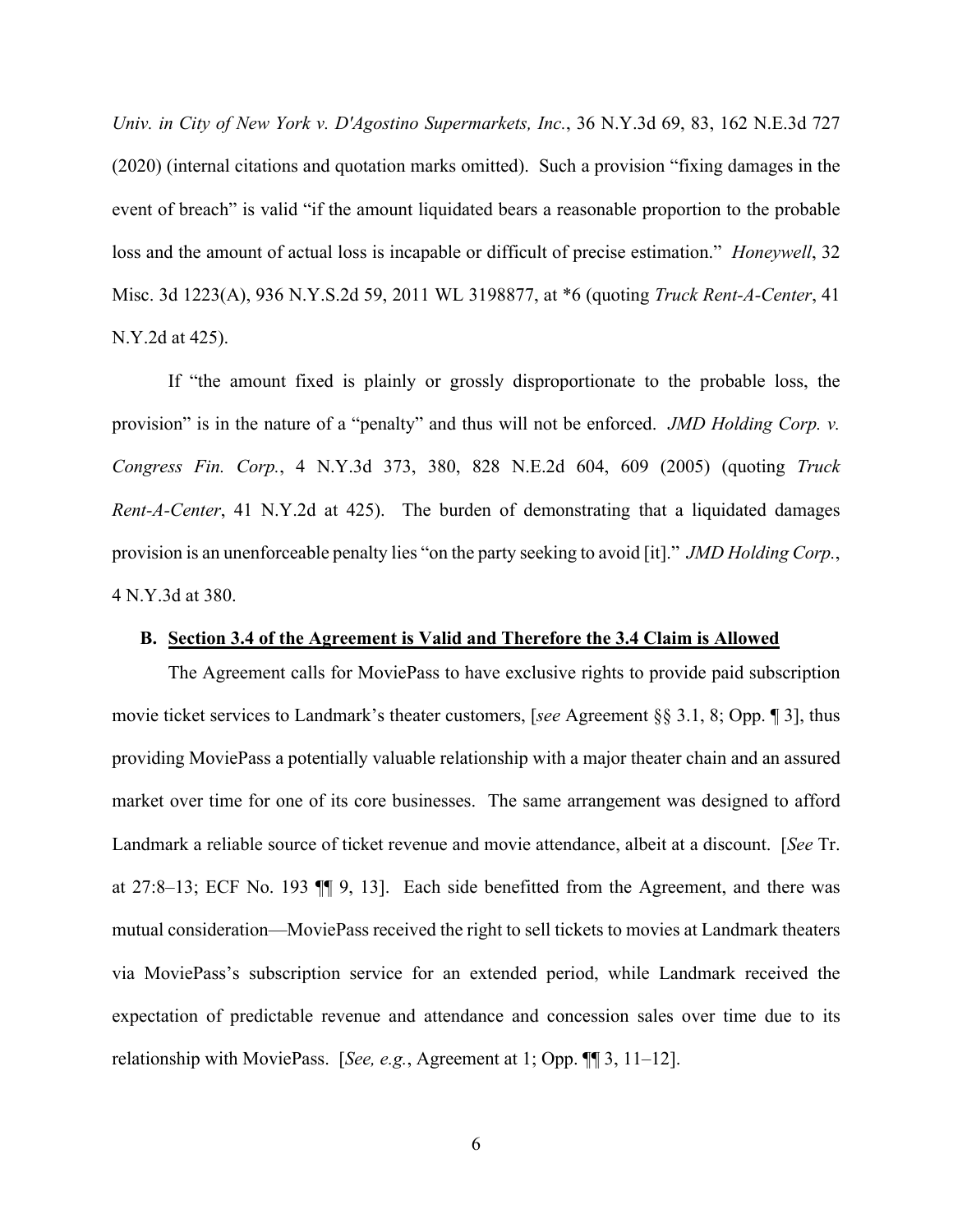*Univ. in City of New York v. D'Agostino Supermarkets, Inc.*, 36 N.Y.3d 69, 83, 162 N.E.3d 727 (2020) (internal citations and quotation marks omitted). Such a provision "fixing damages in the event of breach" is valid "if the amount liquidated bears a reasonable proportion to the probable loss and the amount of actual loss is incapable or difficult of precise estimation." *Honeywell*, 32 Misc. 3d 1223(A), 936 N.Y.S.2d 59, 2011 WL 3198877, at *6 (quoting *Truck Rent-A-Center*, 41 N.Y.2d at 425).

If "the amount fixed is plainly or grossly disproportionate to the probable loss, the provision" is in the nature of a "penalty" and thus will not be enforced. *JMD Holding Corp. v. Congress Fin. Corp.*, 4 N.Y.3d 373, 380, 828 N.E.2d 604, 609 (2005) (quoting *Truck Rent-A-Center*, 41 N.Y.2d at 425). The burden of demonstrating that a liquidated damages provision is an unenforceable penalty lies "on the party seeking to avoid [it]." *JMD Holding Corp.*, 4 N.Y.3d at 380.

**B. <u>Section 3.4 of the Agreement is Valid and Therefore the 3.4 Claim is Allowed</u>**

The Agreement calls for MoviePass to have exclusive rights to provide paid subscription movie ticket services to Landmark's theater customers, [*see* Agreement §§ 3.1, 8; Opp. ¶ 3], thus providing MoviePass a potentially valuable relationship with a major theater chain and an assured market over time for one of its core businesses. The same arrangement was designed to afford Landmark a reliable source of ticket revenue and movie attendance, albeit at a discount. [*See* Tr. at 27:8–13; ECF No. 193 ¶¶ 9, 13]. Each side benefitted from the Agreement, and there was mutual consideration—MoviePass received the right to sell tickets to movies at Landmark theaters via MoviePass's subscription service for an extended period, while Landmark received the expectation of predictable revenue and attendance and concession sales over time due to its relationship with MoviePass. [*See, e.g.*, Agreement at 1; Opp. ¶¶ 3, 11–12].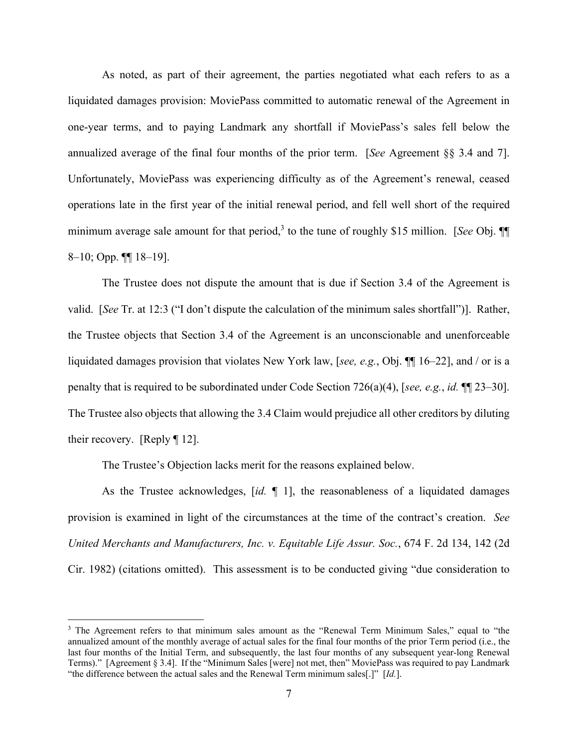As noted, as part of their agreement, the parties negotiated what each refers to as a liquidated damages provision: MoviePass committed to automatic renewal of the Agreement in one-year terms, and to paying Landmark any shortfall if MoviePass's sales fell below the annualized average of the final four months of the prior term. [*See* Agreement §§ 3.4 and 7]. Unfortunately, MoviePass was experiencing difficulty as of the Agreement's renewal, ceased operations late in the first year of the initial renewal period, and fell well short of the required minimum average sale amount for that period,[3] to the tune of roughly $15 million. [*See* Obj. ¶¶ 8–10; Opp. ¶¶ 18–19].

The Trustee does not dispute the amount that is due if Section 3.4 of the Agreement is valid. [*See* Tr. at 12:3 ("I don't dispute the calculation of the minimum sales shortfall")]. Rather, the Trustee objects that Section 3.4 of the Agreement is an unconscionable and unenforceable liquidated damages provision that violates New York law, [*see, e.g.*, Obj. ¶¶ 16–22], and / or is a penalty that is required to be subordinated under Code Section 726(a)(4), [*see, e.g.*, *id.* ¶¶ 23–30]. The Trustee also objects that allowing the 3.4 Claim would prejudice all other creditors by diluting their recovery. [Reply ¶ 12].

The Trustee's Objection lacks merit for the reasons explained below.

As the Trustee acknowledges, [*id.* ¶ 1], the reasonableness of a liquidated damages provision is examined in light of the circumstances at the time of the contract's creation. *See United Merchants and Manufacturers, Inc. v. Equitable Life Assur. Soc.*, 674 F. 2d 134, 142 (2d Cir. 1982) (citations omitted). This assessment is to be conducted giving "due consideration to

---

[3] The Agreement refers to that minimum sales amount as the "Renewal Term Minimum Sales," equal to "the annualized amount of the monthly average of actual sales for the final four months of the prior Term period (i.e., the last four months of the Initial Term, and subsequently, the last four months of any subsequent year-long Renewal Terms)." [Agreement § 3.4]. If the "Minimum Sales [were] not met, then" MoviePass was required to pay Landmark "the difference between the actual sales and the Renewal Term minimum sales[.]" [*Id.*].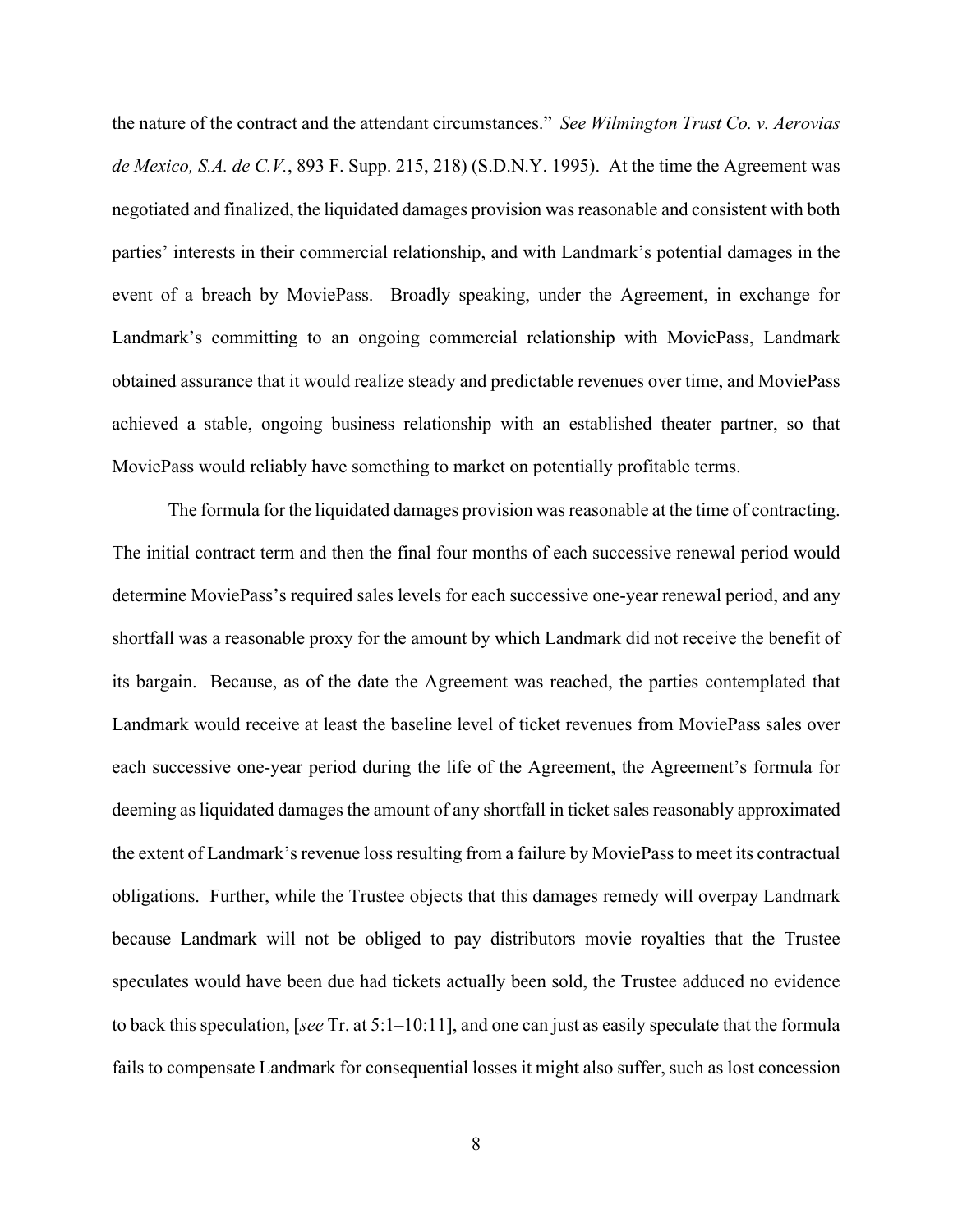the nature of the contract and the attendant circumstances." *See Wilmington Trust Co. v. Aerovias de Mexico, S.A. de C.V.*, 893 F. Supp. 215, 218) (S.D.N.Y. 1995). At the time the Agreement was negotiated and finalized, the liquidated damages provision was reasonable and consistent with both parties' interests in their commercial relationship, and with Landmark's potential damages in the event of a breach by MoviePass. Broadly speaking, under the Agreement, in exchange for Landmark's committing to an ongoing commercial relationship with MoviePass, Landmark obtained assurance that it would realize steady and predictable revenues over time, and MoviePass achieved a stable, ongoing business relationship with an established theater partner, so that MoviePass would reliably have something to market on potentially profitable terms.

The formula for the liquidated damages provision was reasonable at the time of contracting. The initial contract term and then the final four months of each successive renewal period would determine MoviePass's required sales levels for each successive one-year renewal period, and any shortfall was a reasonable proxy for the amount by which Landmark did not receive the benefit of its bargain. Because, as of the date the Agreement was reached, the parties contemplated that Landmark would receive at least the baseline level of ticket revenues from MoviePass sales over each successive one-year period during the life of the Agreement, the Agreement's formula for deeming as liquidated damages the amount of any shortfall in ticket sales reasonably approximated the extent of Landmark's revenue loss resulting from a failure by MoviePass to meet its contractual obligations. Further, while the Trustee objects that this damages remedy will overpay Landmark because Landmark will not be obliged to pay distributors movie royalties that the Trustee speculates would have been due had tickets actually been sold, the Trustee adduced no evidence to back this speculation, [*see* Tr. at 5:1–10:11], and one can just as easily speculate that the formula fails to compensate Landmark for consequential losses it might also suffer, such as lost concession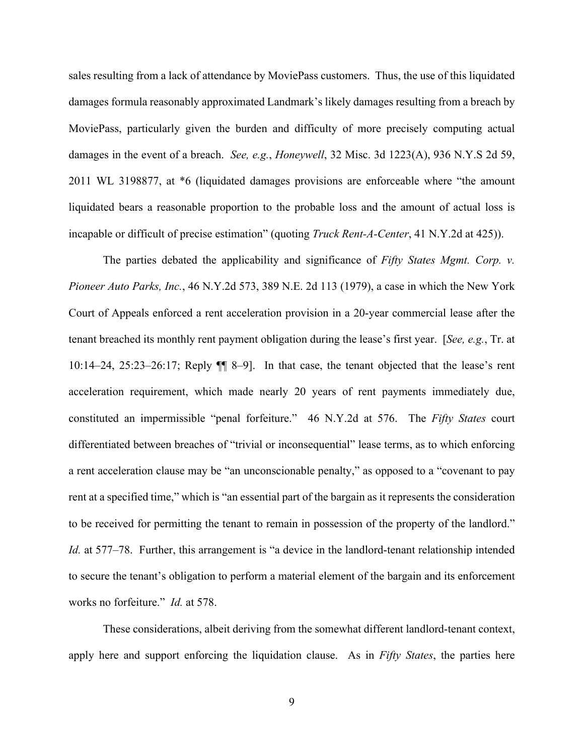sales resulting from a lack of attendance by MoviePass customers. Thus, the use of this liquidated damages formula reasonably approximated Landmark's likely damages resulting from a breach by MoviePass, particularly given the burden and difficulty of more precisely computing actual damages in the event of a breach. *See, e.g.*, *Honeywell*, 32 Misc. 3d 1223(A), 936 N.Y.S 2d 59, 2011 WL 3198877, at *6 (liquidated damages provisions are enforceable where "the amount liquidated bears a reasonable proportion to the probable loss and the amount of actual loss is incapable or difficult of precise estimation" (quoting *Truck Rent-A-Center*, 41 N.Y.2d at 425)).

The parties debated the applicability and significance of *Fifty States Mgmt. Corp. v. Pioneer Auto Parks, Inc.*, 46 N.Y.2d 573, 389 N.E. 2d 113 (1979), a case in which the New York Court of Appeals enforced a rent acceleration provision in a 20-year commercial lease after the tenant breached its monthly rent payment obligation during the lease's first year. [*See, e.g.*, Tr. at 10:14–24, 25:23–26:17; Reply ¶¶ 8–9]. In that case, the tenant objected that the lease's rent acceleration requirement, which made nearly 20 years of rent payments immediately due, constituted an impermissible "penal forfeiture." 46 N.Y.2d at 576. The *Fifty States* court differentiated between breaches of "trivial or inconsequential" lease terms, as to which enforcing a rent acceleration clause may be "an unconscionable penalty," as opposed to a "covenant to pay rent at a specified time," which is "an essential part of the bargain as it represents the consideration to be received for permitting the tenant to remain in possession of the property of the landlord." *Id.* at 577–78. Further, this arrangement is "a device in the landlord-tenant relationship intended to secure the tenant's obligation to perform a material element of the bargain and its enforcement works no forfeiture." *Id.* at 578.

These considerations, albeit deriving from the somewhat different landlord-tenant context, apply here and support enforcing the liquidation clause. As in *Fifty States*, the parties here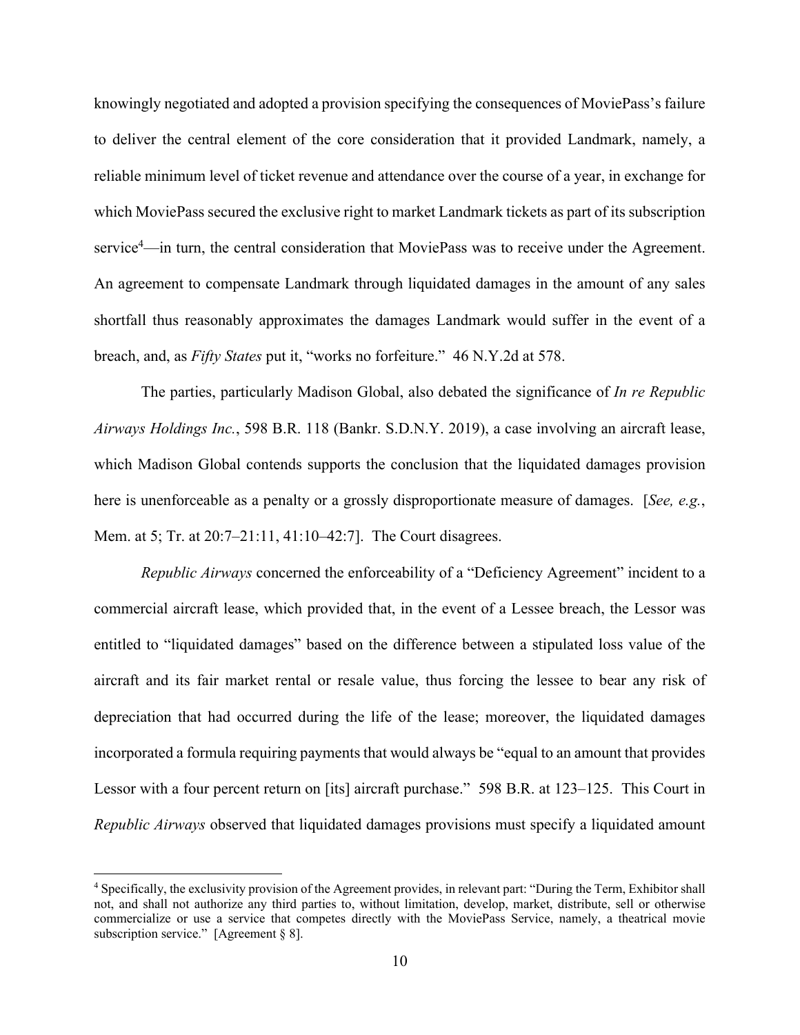knowingly negotiated and adopted a provision specifying the consequences of MoviePass's failure to deliver the central element of the core consideration that it provided Landmark, namely, a reliable minimum level of ticket revenue and attendance over the course of a year, in exchange for which MoviePass secured the exclusive right to market Landmark tickets as part of its subscription service[4]—in turn, the central consideration that MoviePass was to receive under the Agreement. An agreement to compensate Landmark through liquidated damages in the amount of any sales shortfall thus reasonably approximates the damages Landmark would suffer in the event of a breach, and, as *Fifty States* put it, "works no forfeiture." 46 N.Y.2d at 578.

The parties, particularly Madison Global, also debated the significance of *In re Republic Airways Holdings Inc.*, 598 B.R. 118 (Bankr. S.D.N.Y. 2019), a case involving an aircraft lease, which Madison Global contends supports the conclusion that the liquidated damages provision here is unenforceable as a penalty or a grossly disproportionate measure of damages. [*See, e.g.*, Mem. at 5; Tr. at 20:7–21:11, 41:10–42:7]. The Court disagrees.

*Republic Airways* concerned the enforceability of a "Deficiency Agreement" incident to a commercial aircraft lease, which provided that, in the event of a Lessee breach, the Lessor was entitled to "liquidated damages" based on the difference between a stipulated loss value of the aircraft and its fair market rental or resale value, thus forcing the lessee to bear any risk of depreciation that had occurred during the life of the lease; moreover, the liquidated damages incorporated a formula requiring payments that would always be "equal to an amount that provides Lessor with a four percent return on [its] aircraft purchase." 598 B.R. at 123–125. This Court in *Republic Airways* observed that liquidated damages provisions must specify a liquidated amount

---

[4] Specifically, the exclusivity provision of the Agreement provides, in relevant part: "During the Term, Exhibitor shall not, and shall not authorize any third parties to, without limitation, develop, market, distribute, sell or otherwise commercialize or use a service that competes directly with the MoviePass Service, namely, a theatrical movie subscription service." [Agreement § 8].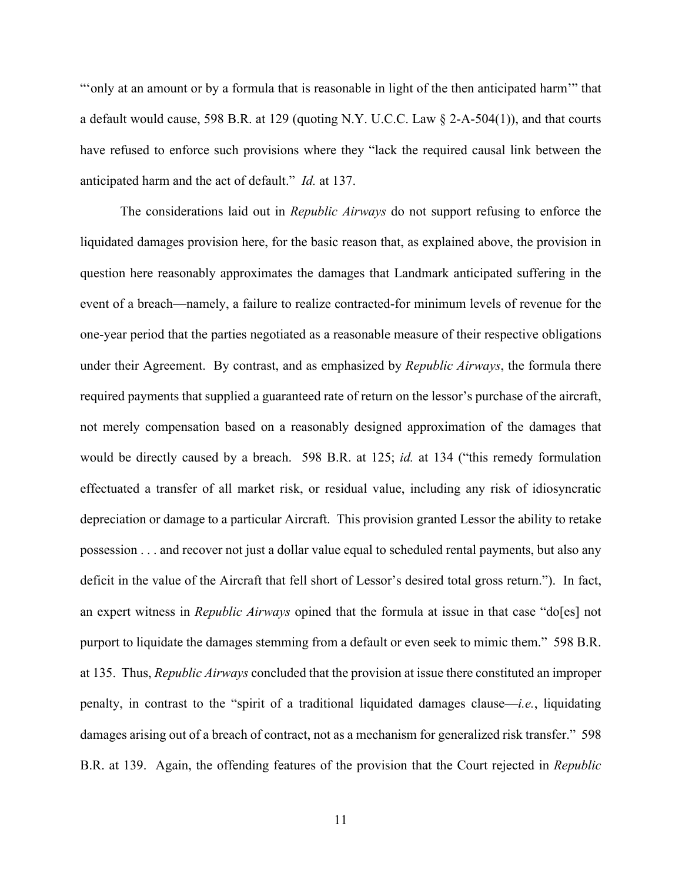"'only at an amount or by a formula that is reasonable in light of the then anticipated harm'" that a default would cause, 598 B.R. at 129 (quoting N.Y. U.C.C. Law § 2-A-504(1)), and that courts have refused to enforce such provisions where they "lack the required causal link between the anticipated harm and the act of default." *Id.* at 137.

The considerations laid out in *Republic Airways* do not support refusing to enforce the liquidated damages provision here, for the basic reason that, as explained above, the provision in question here reasonably approximates the damages that Landmark anticipated suffering in the event of a breach—namely, a failure to realize contracted-for minimum levels of revenue for the one-year period that the parties negotiated as a reasonable measure of their respective obligations under their Agreement. By contrast, and as emphasized by *Republic Airways*, the formula there required payments that supplied a guaranteed rate of return on the lessor's purchase of the aircraft, not merely compensation based on a reasonably designed approximation of the damages that would be directly caused by a breach. 598 B.R. at 125; *id.* at 134 ("this remedy formulation effectuated a transfer of all market risk, or residual value, including any risk of idiosyncratic depreciation or damage to a particular Aircraft. This provision granted Lessor the ability to retake possession . . . and recover not just a dollar value equal to scheduled rental payments, but also any deficit in the value of the Aircraft that fell short of Lessor's desired total gross return."). In fact, an expert witness in *Republic Airways* opined that the formula at issue in that case "do[es] not purport to liquidate the damages stemming from a default or even seek to mimic them." 598 B.R. at 135. Thus, *Republic Airways* concluded that the provision at issue there constituted an improper penalty, in contrast to the "spirit of a traditional liquidated damages clause—*i.e.*, liquidating damages arising out of a breach of contract, not as a mechanism for generalized risk transfer." 598 B.R. at 139. Again, the offending features of the provision that the Court rejected in *Republic*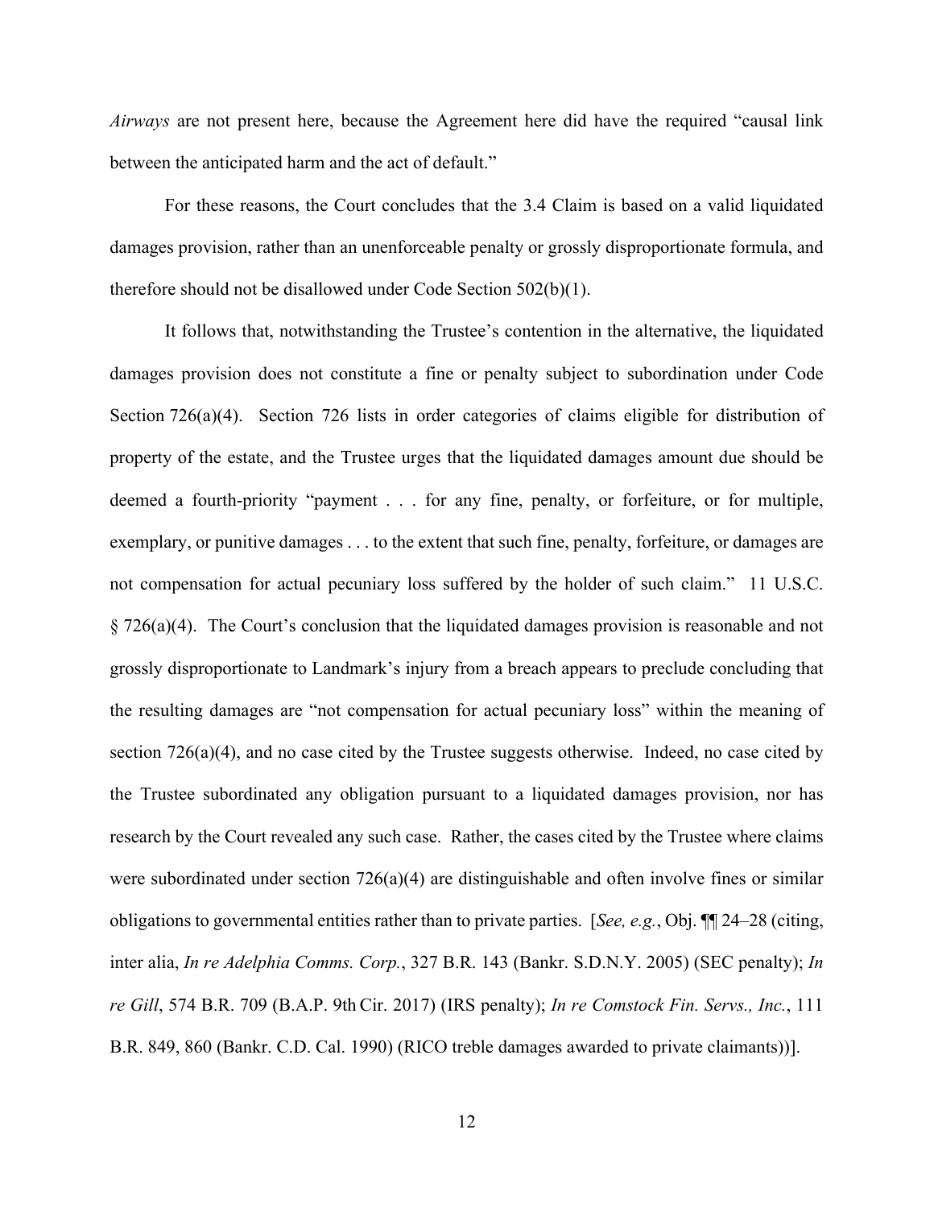*Airways* are not present here, because the Agreement here did have the required "causal link between the anticipated harm and the act of default."

For these reasons, the Court concludes that the 3.4 Claim is based on a valid liquidated damages provision, rather than an unenforceable penalty or grossly disproportionate formula, and therefore should not be disallowed under Code Section 502(b)(1).

It follows that, notwithstanding the Trustee's contention in the alternative, the liquidated damages provision does not constitute a fine or penalty subject to subordination under Code Section 726(a)(4). Section 726 lists in order categories of claims eligible for distribution of property of the estate, and the Trustee urges that the liquidated damages amount due should be deemed a fourth-priority "payment . . . for any fine, penalty, or forfeiture, or for multiple, exemplary, or punitive damages . . . to the extent that such fine, penalty, forfeiture, or damages are not compensation for actual pecuniary loss suffered by the holder of such claim." 11 U.S.C. § 726(a)(4). The Court's conclusion that the liquidated damages provision is reasonable and not grossly disproportionate to Landmark's injury from a breach appears to preclude concluding that the resulting damages are "not compensation for actual pecuniary loss" within the meaning of section 726(a)(4), and no case cited by the Trustee suggests otherwise. Indeed, no case cited by the Trustee subordinated any obligation pursuant to a liquidated damages provision, nor has research by the Court revealed any such case. Rather, the cases cited by the Trustee where claims were subordinated under section 726(a)(4) are distinguishable and often involve fines or similar obligations to governmental entities rather than to private parties. [*See, e.g.*, Obj. ¶¶ 24–28 (citing, inter alia, *In re Adelphia Comms. Corp.*, 327 B.R. 143 (Bankr. S.D.N.Y. 2005) (SEC penalty); *In re Gill*, 574 B.R. 709 (B.A.P. 9th Cir. 2017) (IRS penalty); *In re Comstock Fin. Servs., Inc.*, 111 B.R. 849, 860 (Bankr. C.D. Cal. 1990) (RICO treble damages awarded to private claimants))].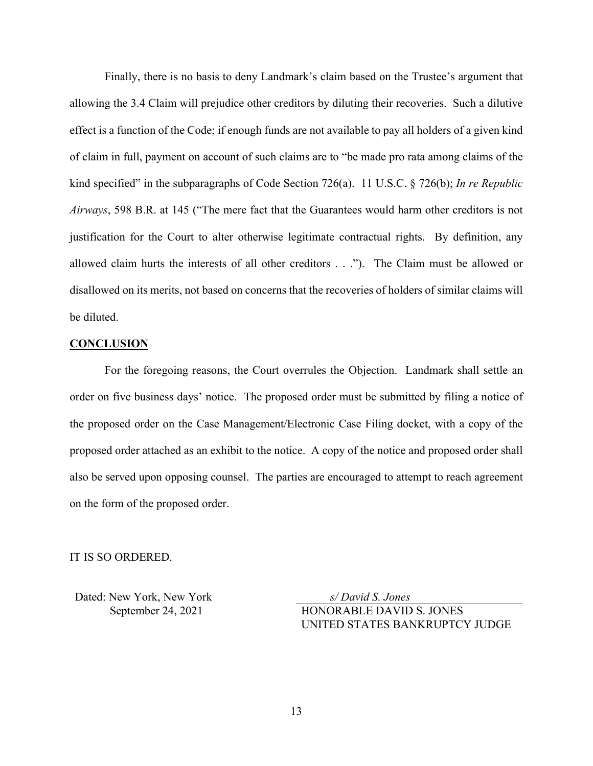Finally, there is no basis to deny Landmark's claim based on the Trustee's argument that allowing the 3.4 Claim will prejudice other creditors by diluting their recoveries. Such a dilutive effect is a function of the Code; if enough funds are not available to pay all holders of a given kind of claim in full, payment on account of such claims are to "be made pro rata among claims of the kind specified" in the subparagraphs of Code Section 726(a). 11 U.S.C. § 726(b); *In re Republic Airways*, 598 B.R. at 145 ("The mere fact that the Guarantees would harm other creditors is not justification for the Court to alter otherwise legitimate contractual rights. By definition, any allowed claim hurts the interests of all other creditors . . ."). The Claim must be allowed or disallowed on its merits, not based on concerns that the recoveries of holders of similar claims will be diluted.

## **CONCLUSION**

For the foregoing reasons, the Court overrules the Objection. Landmark shall settle an order on five business days' notice. The proposed order must be submitted by filing a notice of the proposed order on the Case Management/Electronic Case Filing docket, with a copy of the proposed order attached as an exhibit to the notice. A copy of the notice and proposed order shall also be served upon opposing counsel. The parties are encouraged to attempt to reach agreement on the form of the proposed order.

IT IS SO ORDERED.

Dated: New York, New York
September 24, 2021

*s/ David S. Jones*
HONORABLE DAVID S. JONES
UNITED STATES BANKRUPTCY JUDGE